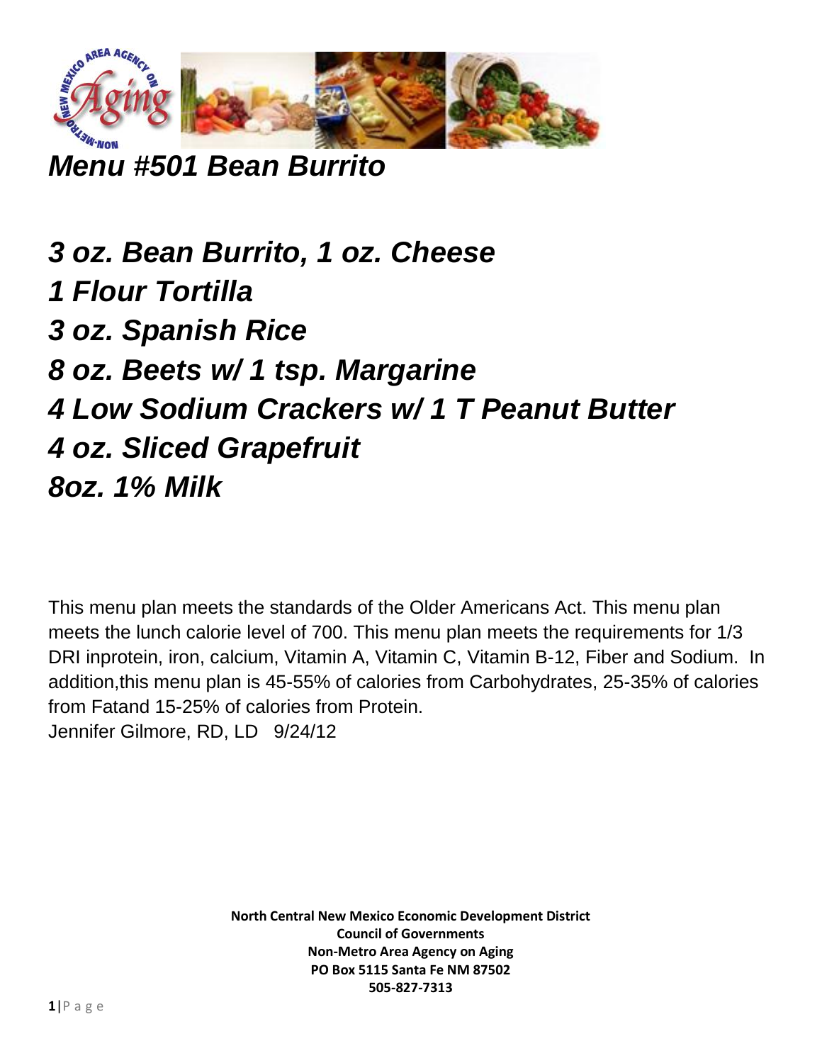# *Menu #501 Bean Burrito*

## *3 oz. Bean Burrito, 1 oz. Cheese*
## *1 Flour Tortilla*
## *3 oz. Spanish Rice*
## *8 oz. Beets w/ 1 tsp. Margarine*
## *4 Low Sodium Crackers w/ 1 T Peanut Butter*
## *4 oz. Sliced Grapefruit*
## *8oz. 1% Milk*

This menu plan meets the standards of the Older Americans Act. This menu plan meets the lunch calorie level of 700. This menu plan meets the requirements for 1/3 DRI inprotein, iron, calcium, Vitamin A, Vitamin C, Vitamin B-12, Fiber and Sodium. In addition,this menu plan is 45-55% of calories from Carbohydrates, 25-35% of calories from Fatand 15-25% of calories from Protein.
Jennifer Gilmore, RD, LD 9/24/12

**North Central New Mexico Economic Development District**
**Council of Governments**
**Non-Metro Area Agency on Aging**
**PO Box 5115 Santa Fe NM 87502**
**505-827-7313**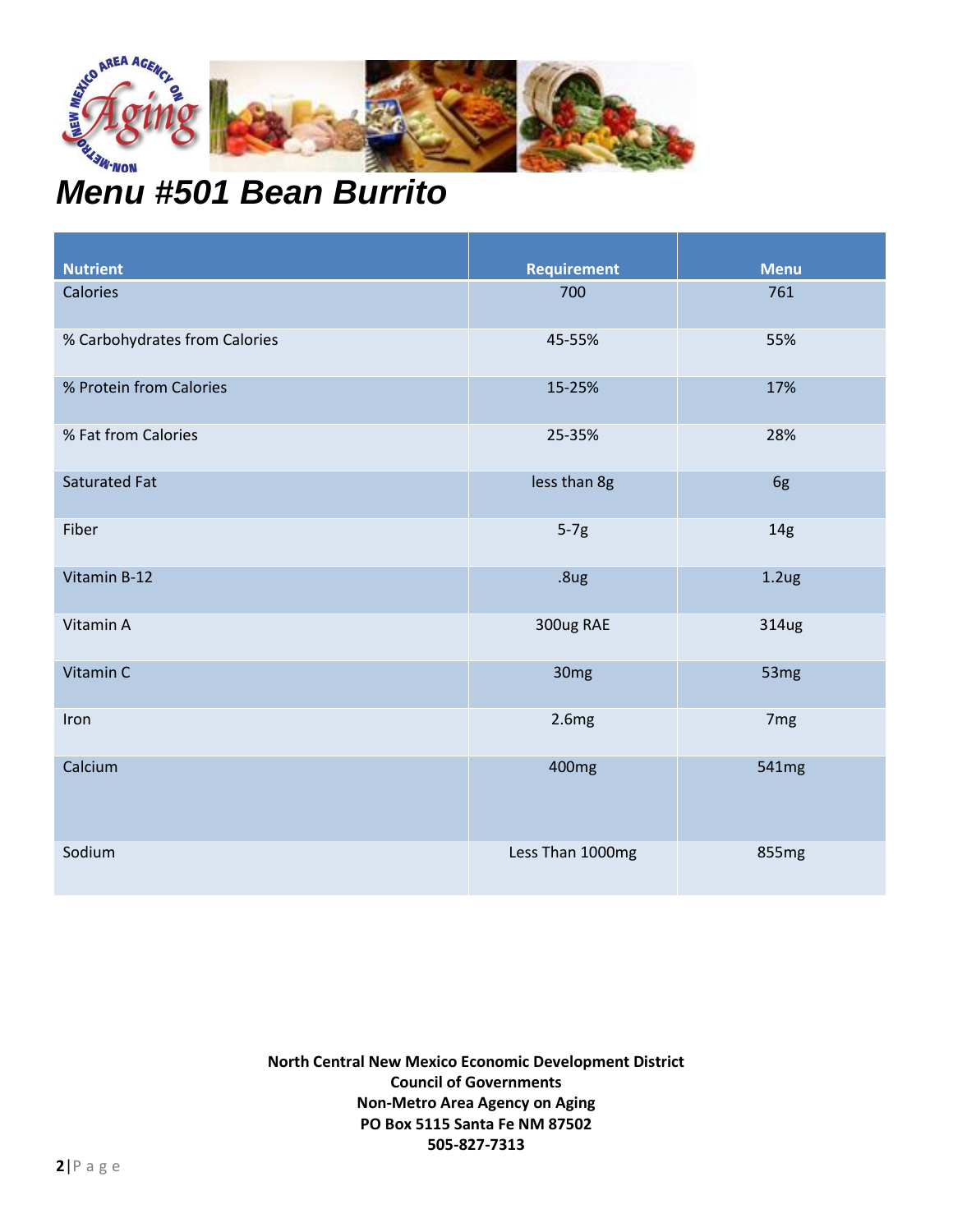# Menu #501 Bean Burrito

| Nutrient | Requirement | Menu |
|---|---|---|
| Calories | 700 | 761 |
| % Carbohydrates from Calories | 45-55% | 55% |
| % Protein from Calories | 15-25% | 17% |
| % Fat from Calories | 25-35% | 28% |
| Saturated Fat | less than 8g | 6g |
| Fiber | 5-7g | 14g |
| Vitamin B-12 | .8ug | 1.2ug |
| Vitamin A | 300ug RAE | 314ug |
| Vitamin C | 30mg | 53mg |
| Iron | 2.6mg | 7mg |
| Calcium | 400mg | 541mg |
| Sodium | Less Than 1000mg | 855mg |

**North Central New Mexico Economic Development District**
**Council of Governments**
**Non-Metro Area Agency on Aging**
**PO Box 5115 Santa Fe NM 87502**
**505-827-7313**